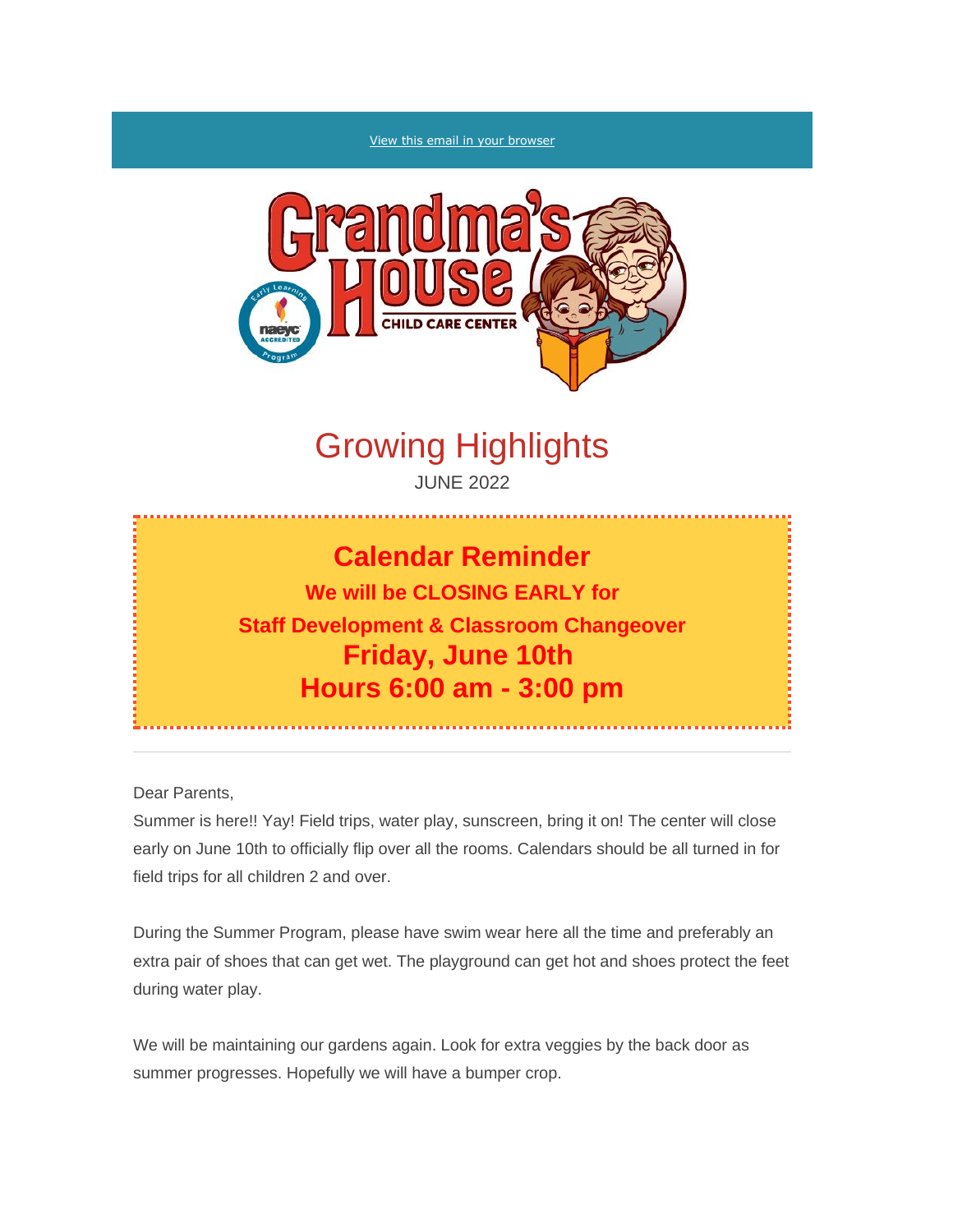View this email in your browser

# Growing Highlights

JUNE 2022

## Calendar Reminder

**We will be CLOSING EARLY for**

**Staff Development & Classroom Changeover**

**Friday, June 10th**

**Hours 6:00 am - 3:00 pm**

---

Dear Parents,

Summer is here!! Yay! Field trips, water play, sunscreen, bring it on! The center will close early on June 10th to officially flip over all the rooms. Calendars should be all turned in for field trips for all children 2 and over.

During the Summer Program, please have swim wear here all the time and preferably an extra pair of shoes that can get wet. The playground can get hot and shoes protect the feet during water play.

We will be maintaining our gardens again. Look for extra veggies by the back door as summer progresses. Hopefully we will have a bumper crop.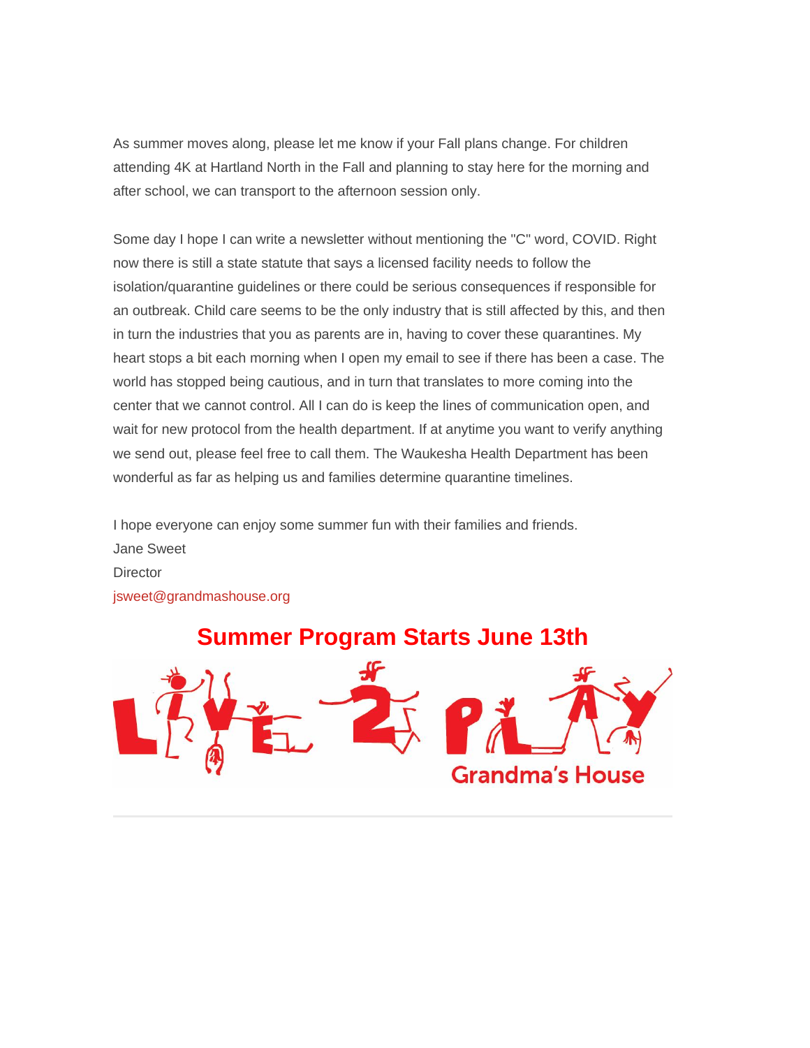As summer moves along, please let me know if your Fall plans change. For children attending 4K at Hartland North in the Fall and planning to stay here for the morning and after school, we can transport to the afternoon session only.

Some day I hope I can write a newsletter without mentioning the "C" word, COVID. Right now there is still a state statute that says a licensed facility needs to follow the isolation/quarantine guidelines or there could be serious consequences if responsible for an outbreak. Child care seems to be the only industry that is still affected by this, and then in turn the industries that you as parents are in, having to cover these quarantines. My heart stops a bit each morning when I open my email to see if there has been a case. The world has stopped being cautious, and in turn that translates to more coming into the center that we cannot control. All I can do is keep the lines of communication open, and wait for new protocol from the health department. If at anytime you want to verify anything we send out, please feel free to call them. The Waukesha Health Department has been wonderful as far as helping us and families determine quarantine timelines.

I hope everyone can enjoy some summer fun with their families and friends.
Jane Sweet
Director
jsweet@grandmashouse.org

## Summer Program Starts June 13th

LIVE 2 PLAY
Grandma's House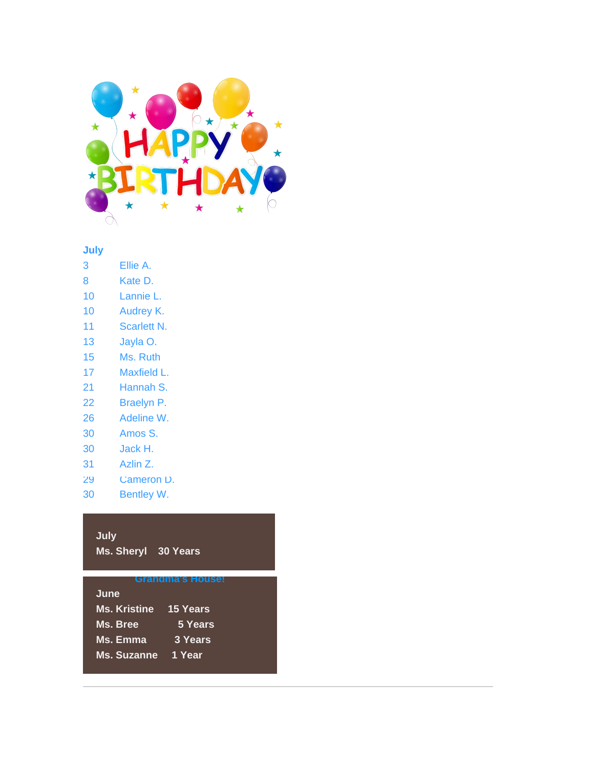HAPPY BIRTHDAY

**July**

| | |
|---|---|
| 3 | Ellie A. |
| 8 | Kate D. |
| 10 | Lannie L. |
| 10 | Audrey K. |
| 11 | Scarlett N. |
| 13 | Jayla O. |
| 15 | Ms. Ruth |
| 17 | Maxfield L. |
| 21 | Hannah S. |
| 22 | Braelyn P. |
| 26 | Adeline W. |
| 30 | Amos S. |
| 30 | Jack H. |
| 31 | Azlin Z. |
| 29 | Cameron D. |
| 30 | Bentley W. |

**July**
**Ms. Sheryl 30 Years**

**Grandma's House!**

**June**
**Ms. Kristine 15 Years**
**Ms. Bree 5 Years**
**Ms. Emma 3 Years**
**Ms. Suzanne 1 Year**

---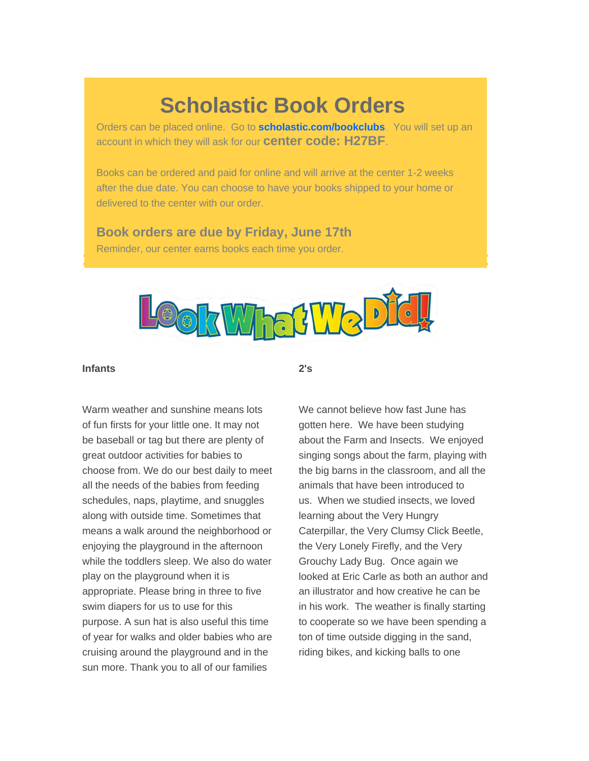# Scholastic Book Orders

Orders can be placed online. Go to **scholastic.com/bookclubs**. You will set up an account in which they will ask for our **center code: H27BF**.

Books can be ordered and paid for online and will arrive at the center 1-2 weeks after the due date. You can choose to have your books shipped to your home or delivered to the center with our order.

**Book orders are due by Friday, June 17th**

Reminder, our center earns books each time you order.

# Look What We Did!

**Infants**

Warm weather and sunshine means lots of fun firsts for your little one. It may not be baseball or tag but there are plenty of great outdoor activities for babies to choose from. We do our best daily to meet all the needs of the babies from feeding schedules, naps, playtime, and snuggles along with outside time. Sometimes that means a walk around the neighborhood or enjoying the playground in the afternoon while the toddlers sleep. We also do water play on the playground when it is appropriate. Please bring in three to five swim diapers for us to use for this purpose. A sun hat is also useful this time of year for walks and older babies who are cruising around the playground and in the sun more. Thank you to all of our families

**2's**

We cannot believe how fast June has gotten here. We have been studying about the Farm and Insects. We enjoyed singing songs about the farm, playing with the big barns in the classroom, and all the animals that have been introduced to us. When we studied insects, we loved learning about the Very Hungry Caterpillar, the Very Clumsy Click Beetle, the Very Lonely Firefly, and the Very Grouchy Lady Bug. Once again we looked at Eric Carle as both an author and an illustrator and how creative he can be in his work. The weather is finally starting to cooperate so we have been spending a ton of time outside digging in the sand, riding bikes, and kicking balls to one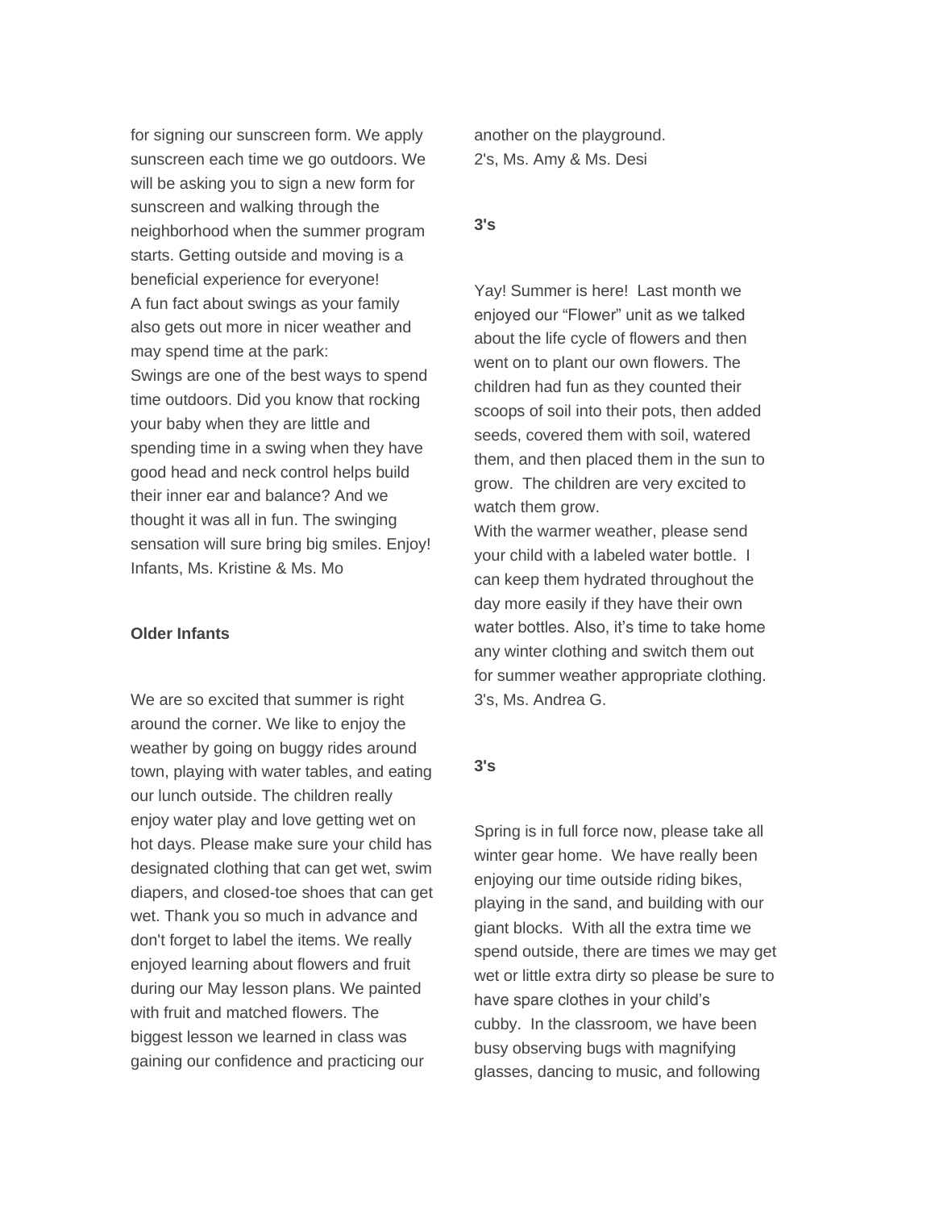for signing our sunscreen form. We apply sunscreen each time we go outdoors. We will be asking you to sign a new form for sunscreen and walking through the neighborhood when the summer program starts. Getting outside and moving is a beneficial experience for everyone!
A fun fact about swings as your family also gets out more in nicer weather and may spend time at the park:
Swings are one of the best ways to spend time outdoors. Did you know that rocking your baby when they are little and spending time in a swing when they have good head and neck control helps build their inner ear and balance? And we thought it was all in fun. The swinging sensation will sure bring big smiles. Enjoy!
Infants, Ms. Kristine & Ms. Mo

**Older Infants**

We are so excited that summer is right around the corner. We like to enjoy the weather by going on buggy rides around town, playing with water tables, and eating our lunch outside. The children really enjoy water play and love getting wet on hot days. Please make sure your child has designated clothing that can get wet, swim diapers, and closed-toe shoes that can get wet. Thank you so much in advance and don't forget to label the items. We really enjoyed learning about flowers and fruit during our May lesson plans. We painted with fruit and matched flowers. The biggest lesson we learned in class was gaining our confidence and practicing our another on the playground.
2's, Ms. Amy & Ms. Desi

**3's**

Yay! Summer is here! Last month we enjoyed our "Flower" unit as we talked about the life cycle of flowers and then went on to plant our own flowers. The children had fun as they counted their scoops of soil into their pots, then added seeds, covered them with soil, watered them, and then placed them in the sun to grow. The children are very excited to watch them grow.
With the warmer weather, please send your child with a labeled water bottle. I can keep them hydrated throughout the day more easily if they have their own water bottles. Also, it's time to take home any winter clothing and switch them out for summer weather appropriate clothing.
3's, Ms. Andrea G.

**3's**

Spring is in full force now, please take all winter gear home. We have really been enjoying our time outside riding bikes, playing in the sand, and building with our giant blocks. With all the extra time we spend outside, there are times we may get wet or little extra dirty so please be sure to have spare clothes in your child's cubby. In the classroom, we have been busy observing bugs with magnifying glasses, dancing to music, and following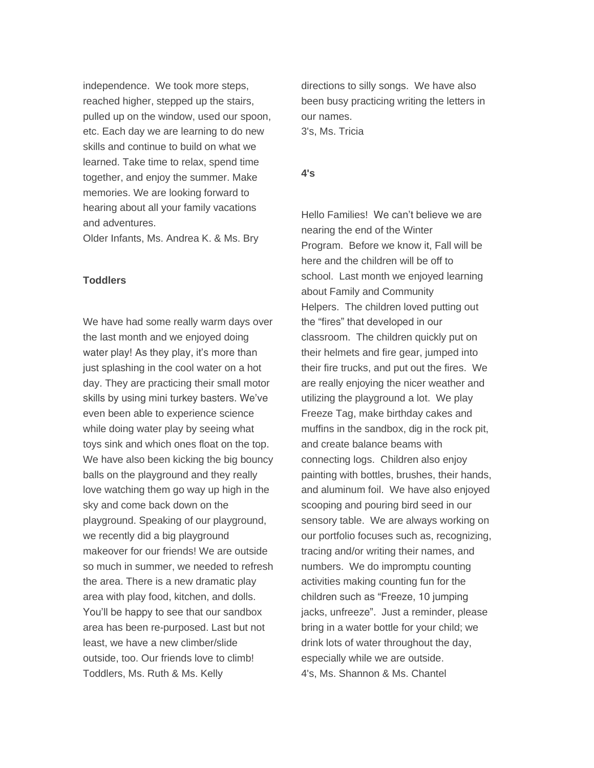independence. We took more steps, reached higher, stepped up the stairs, pulled up on the window, used our spoon, etc. Each day we are learning to do new skills and continue to build on what we learned. Take time to relax, spend time together, and enjoy the summer. Make memories. We are looking forward to hearing about all your family vacations and adventures.
Older Infants, Ms. Andrea K. & Ms. Bry

**Toddlers**

We have had some really warm days over the last month and we enjoyed doing water play! As they play, it's more than just splashing in the cool water on a hot day. They are practicing their small motor skills by using mini turkey basters. We've even been able to experience science while doing water play by seeing what toys sink and which ones float on the top. We have also been kicking the big bouncy balls on the playground and they really love watching them go way up high in the sky and come back down on the playground. Speaking of our playground, we recently did a big playground makeover for our friends! We are outside so much in summer, we needed to refresh the area. There is a new dramatic play area with play food, kitchen, and dolls. You'll be happy to see that our sandbox area has been re-purposed. Last but not least, we have a new climber/slide outside, too. Our friends love to climb!
Toddlers, Ms. Ruth & Ms. Kelly

directions to silly songs. We have also been busy practicing writing the letters in our names.
3's, Ms. Tricia

**4's**

Hello Families! We can't believe we are nearing the end of the Winter Program. Before we know it, Fall will be here and the children will be off to school. Last month we enjoyed learning about Family and Community Helpers. The children loved putting out the "fires" that developed in our classroom. The children quickly put on their helmets and fire gear, jumped into their fire trucks, and put out the fires. We are really enjoying the nicer weather and utilizing the playground a lot. We play Freeze Tag, make birthday cakes and muffins in the sandbox, dig in the rock pit, and create balance beams with connecting logs. Children also enjoy painting with bottles, brushes, their hands, and aluminum foil. We have also enjoyed scooping and pouring bird seed in our sensory table. We are always working on our portfolio focuses such as, recognizing, tracing and/or writing their names, and numbers. We do impromptu counting activities making counting fun for the children such as "Freeze, 10 jumping jacks, unfreeze". Just a reminder, please bring in a water bottle for your child; we drink lots of water throughout the day, especially while we are outside.
4's, Ms. Shannon & Ms. Chantel